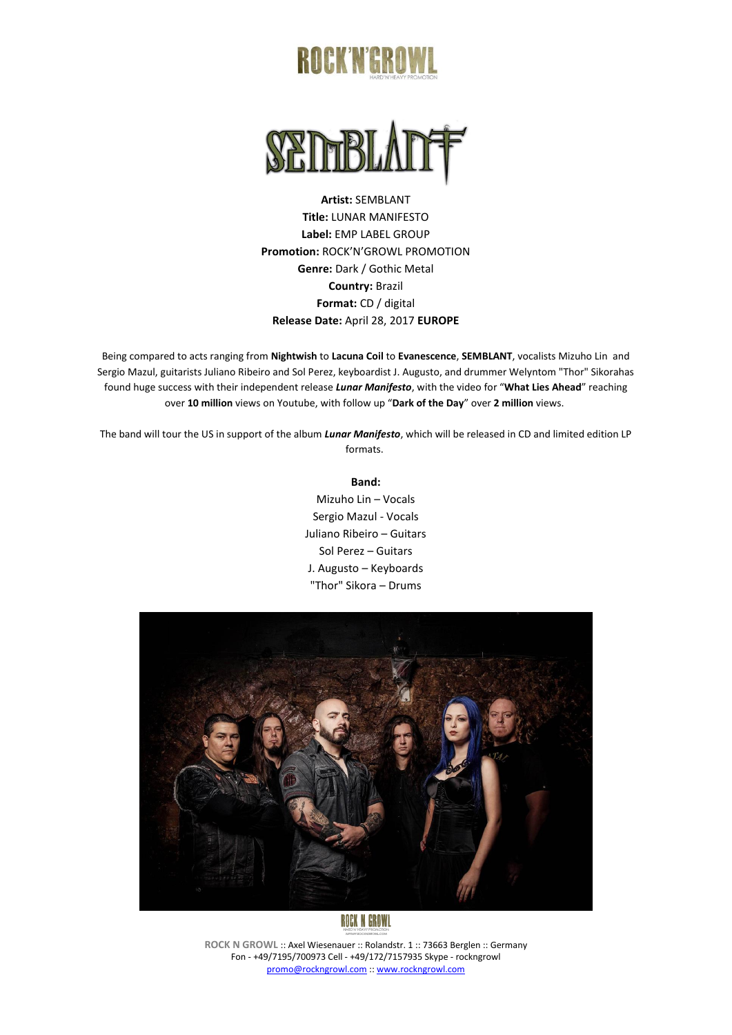# ROCK'N'GROWL

HARD'N'HEAVY PROMOTION

# SEMBLANT

**Artist:** SEMBLANT
**Title:** LUNAR MANIFESTO
**Label:** EMP LABEL GROUP
**Promotion:** ROCK'N'GROWL PROMOTION
**Genre:** Dark / Gothic Metal
**Country:** Brazil
**Format:** CD / digital
**Release Date:** April 28, 2017 **EUROPE**

Being compared to acts ranging from **Nightwish** to **Lacuna Coil** to **Evanescence**, **SEMBLANT**, vocalists Mizuho Lin and Sergio Mazul, guitarists Juliano Ribeiro and Sol Perez, keyboardist J. Augusto, and drummer Welyntom "Thor" Sikorahas found huge success with their independent release ***Lunar Manifesto***, with the video for "**What Lies Ahead**" reaching over **10 million** views on Youtube, with follow up "**Dark of the Day**" over **2 million** views.

The band will tour the US in support of the album ***Lunar Manifesto***, which will be released in CD and limited edition LP formats.

**Band:**

Mizuho Lin – Vocals
Sergio Mazul - Vocals
Juliano Ribeiro – Guitars
Sol Perez – Guitars
J. Augusto – Keyboards
"Thor" Sikora – Drums

ROCK N GROWL :: Axel Wiesenauer :: Rolandstr. 1 :: 73663 Berglen :: Germany
Fon - +49/7195/700973 Cell - +49/172/7157935 Skype - rockngrowl
promo@rockngrowl.com :: www.rockngrowl.com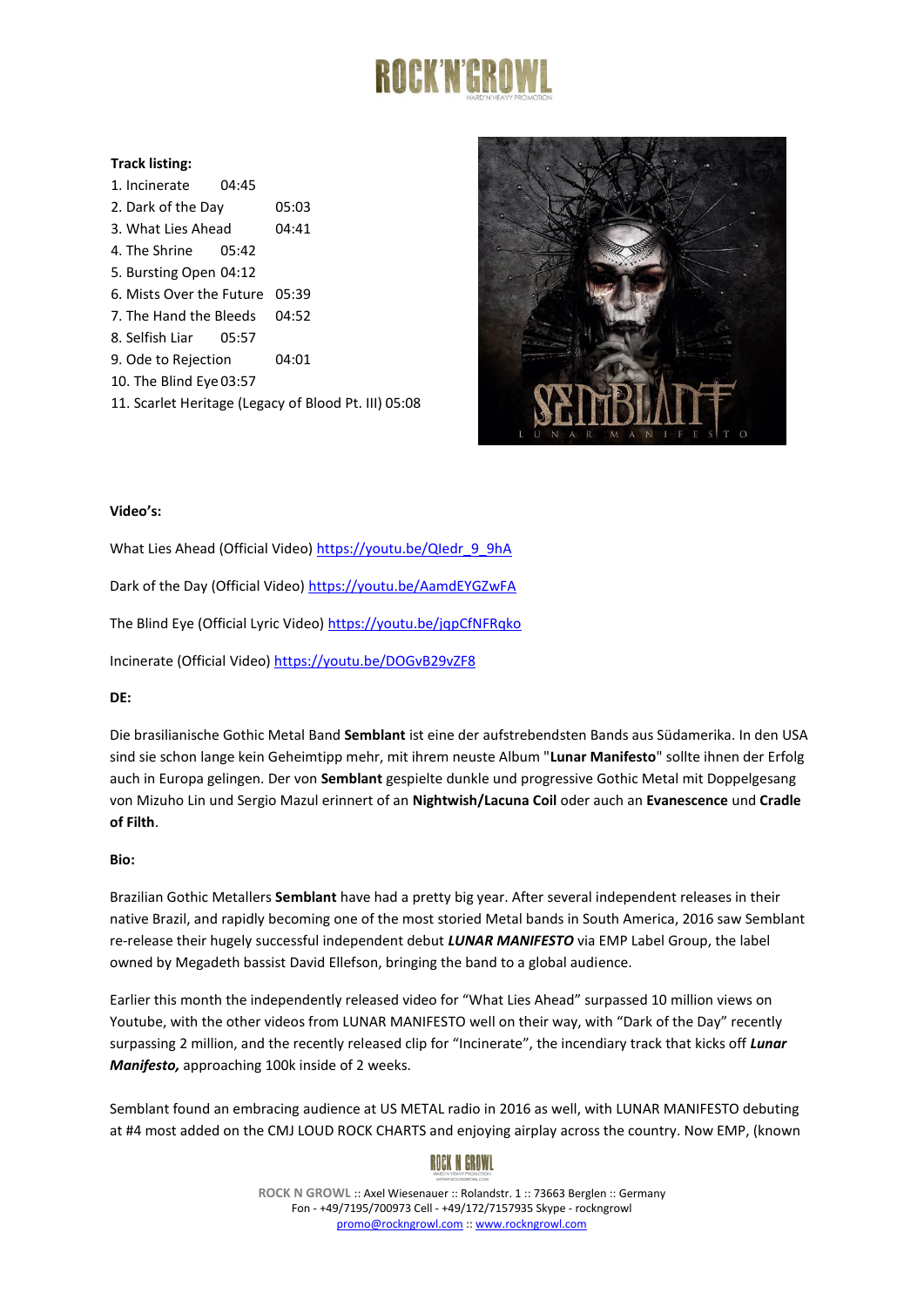**Track listing:**

1. Incinerate 04:45
2. Dark of the Day 05:03
3. What Lies Ahead 04:41
4. The Shrine 05:42
5. Bursting Open 04:12
6. Mists Over the Future 05:39
7. The Hand the Bleeds 04:52
8. Selfish Liar 05:57
9. Ode to Rejection 04:01
10. The Blind Eye 03:57
11. Scarlet Heritage (Legacy of Blood Pt. III) 05:08

**Video's:**

What Lies Ahead (Official Video) https://youtu.be/QIedr_9_9hA

Dark of the Day (Official Video) https://youtu.be/AamdEYGZwFA

The Blind Eye (Official Lyric Video) https://youtu.be/jqpCfNFRqko

Incinerate (Official Video) https://youtu.be/DOGvB29vZF8

**DE:**

Die brasilianische Gothic Metal Band **Semblant** ist eine der aufstrebendsten Bands aus Südamerika. In den USA sind sie schon lange kein Geheimtipp mehr, mit ihrem neuste Album "**Lunar Manifesto**" sollte ihnen der Erfolg auch in Europa gelingen. Der von **Semblant** gespielte dunkle und progressive Gothic Metal mit Doppelgesang von Mizuho Lin und Sergio Mazul erinnert of an **Nightwish/Lacuna Coil** oder auch an **Evanescence** und **Cradle of Filth**.

**Bio:**

Brazilian Gothic Metallers **Semblant** have had a pretty big year. After several independent releases in their native Brazil, and rapidly becoming one of the most storied Metal bands in South America, 2016 saw Semblant re-release their hugely successful independent debut ***LUNAR MANIFESTO*** via EMP Label Group, the label owned by Megadeth bassist David Ellefson, bringing the band to a global audience.

Earlier this month the independently released video for "What Lies Ahead" surpassed 10 million views on Youtube, with the other videos from LUNAR MANIFESTO well on their way, with "Dark of the Day" recently surpassing 2 million, and the recently released clip for "Incinerate", the incendiary track that kicks off ***Lunar Manifesto,*** approaching 100k inside of 2 weeks.

Semblant found an embracing audience at US METAL radio in 2016 as well, with LUNAR MANIFESTO debuting at #4 most added on the CMJ LOUD ROCK CHARTS and enjoying airplay across the country. Now EMP, (known

ROCK N GROWL :: Axel Wiesenauer :: Rolandstr. 1 :: 73663 Berglen :: Germany
Fon - +49/7195/700973 Cell - +49/172/7157935 Skype - rockngrowl
promo@rockngrowl.com :: www.rockngrowl.com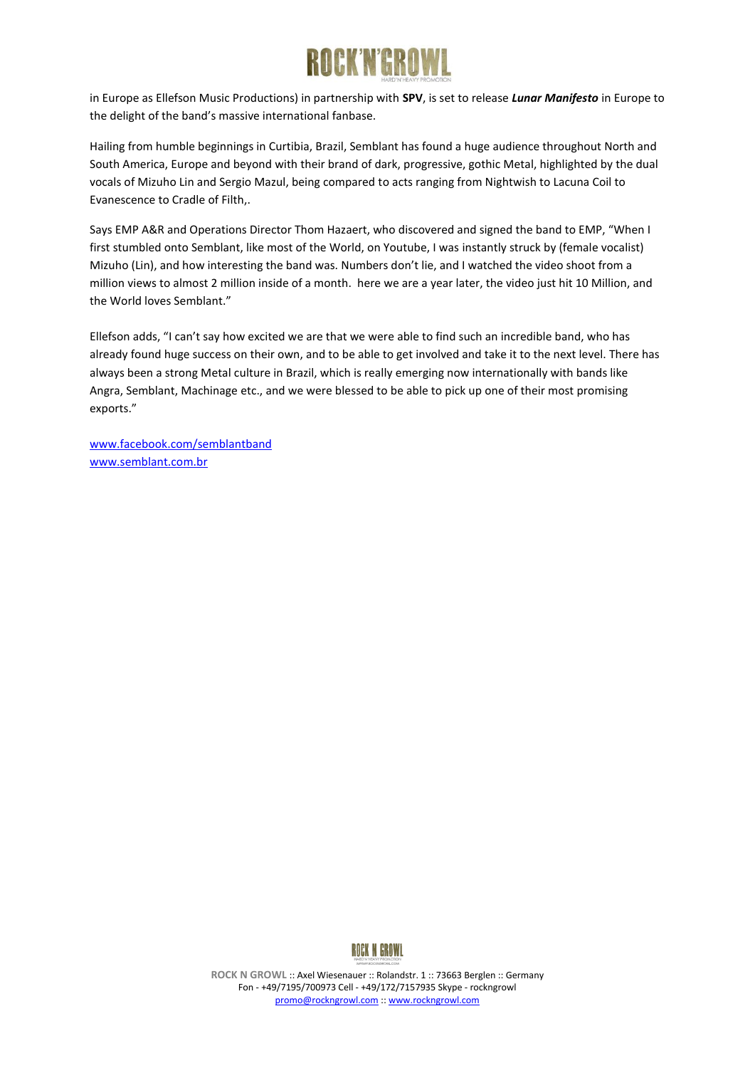in Europe as Ellefson Music Productions) in partnership with **SPV**, is set to release ***Lunar Manifesto*** in Europe to the delight of the band's massive international fanbase.

Hailing from humble beginnings in Curtibia, Brazil, Semblant has found a huge audience throughout North and South America, Europe and beyond with their brand of dark, progressive, gothic Metal, highlighted by the dual vocals of Mizuho Lin and Sergio Mazul, being compared to acts ranging from Nightwish to Lacuna Coil to Evanescence to Cradle of Filth,.

Says EMP A&R and Operations Director Thom Hazaert, who discovered and signed the band to EMP, "When I first stumbled onto Semblant, like most of the World, on Youtube, I was instantly struck by (female vocalist) Mizuho (Lin), and how interesting the band was. Numbers don't lie, and I watched the video shoot from a million views to almost 2 million inside of a month. here we are a year later, the video just hit 10 Million, and the World loves Semblant."

Ellefson adds, "I can't say how excited we are that we were able to find such an incredible band, who has already found huge success on their own, and to be able to get involved and take it to the next level. There has always been a strong Metal culture in Brazil, which is really emerging now internationally with bands like Angra, Semblant, Machinage etc., and we were blessed to be able to pick up one of their most promising exports."

www.facebook.com/semblantband
www.semblant.com.br